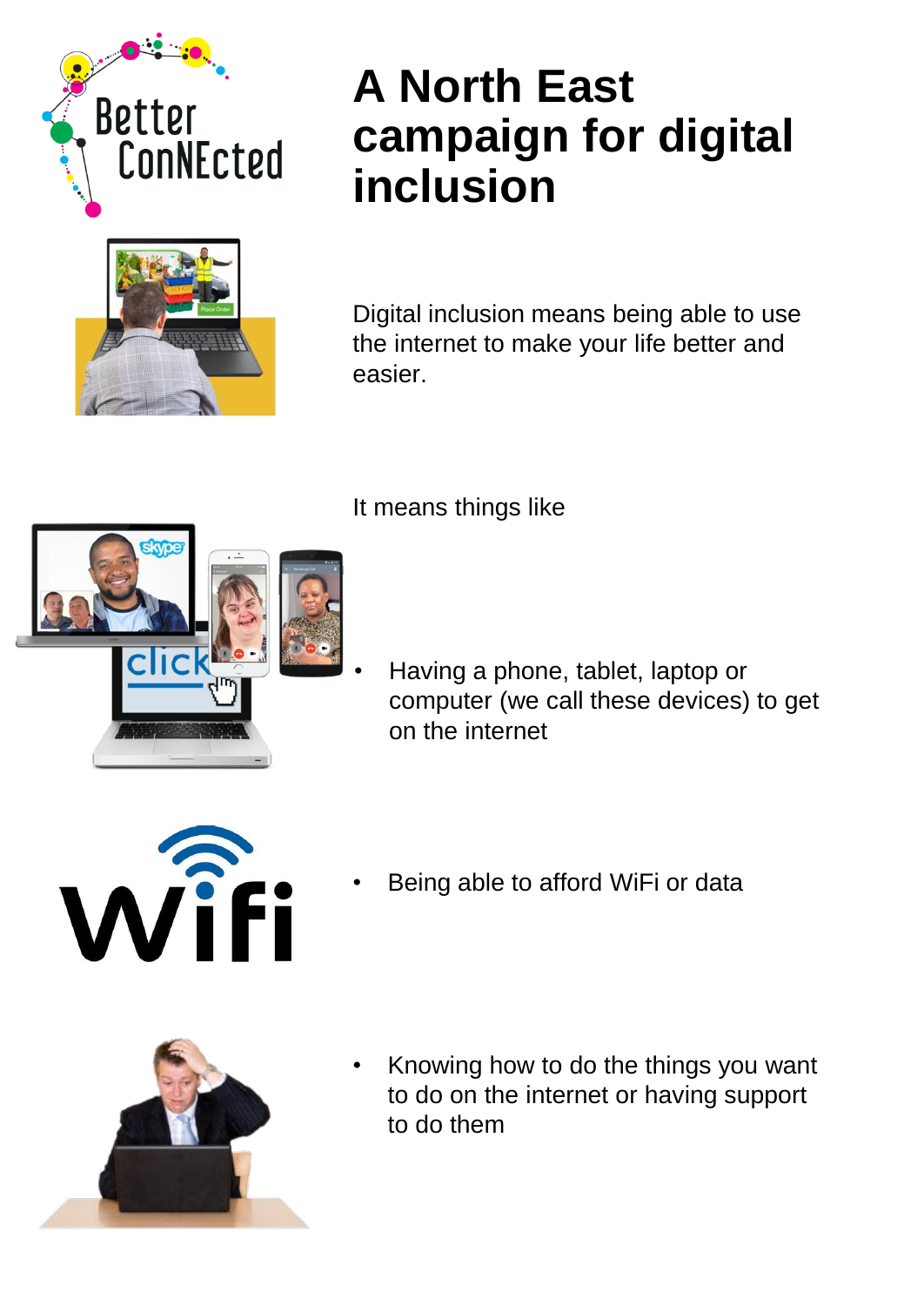Better ConNEcted

# A North East campaign for digital inclusion

Digital inclusion means being able to use the internet to make your life better and easier.

It means things like

- Having a phone, tablet, laptop or computer (we call these devices) to get on the internet
- Being able to afford WiFi or data
- Knowing how to do the things you want to do on the internet or having support to do them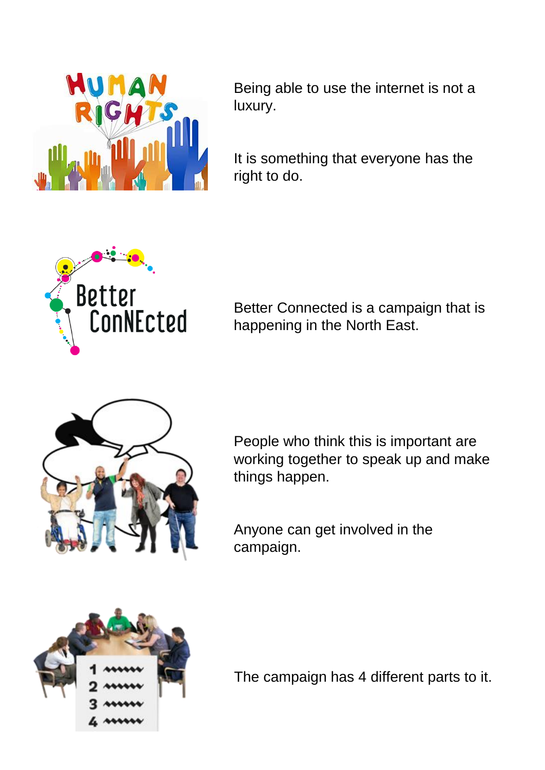Being able to use the internet is not a luxury.

It is something that everyone has the right to do.

Better Connected is a campaign that is happening in the North East.

People who think this is important are working together to speak up and make things happen.

Anyone can get involved in the campaign.

The campaign has 4 different parts to it.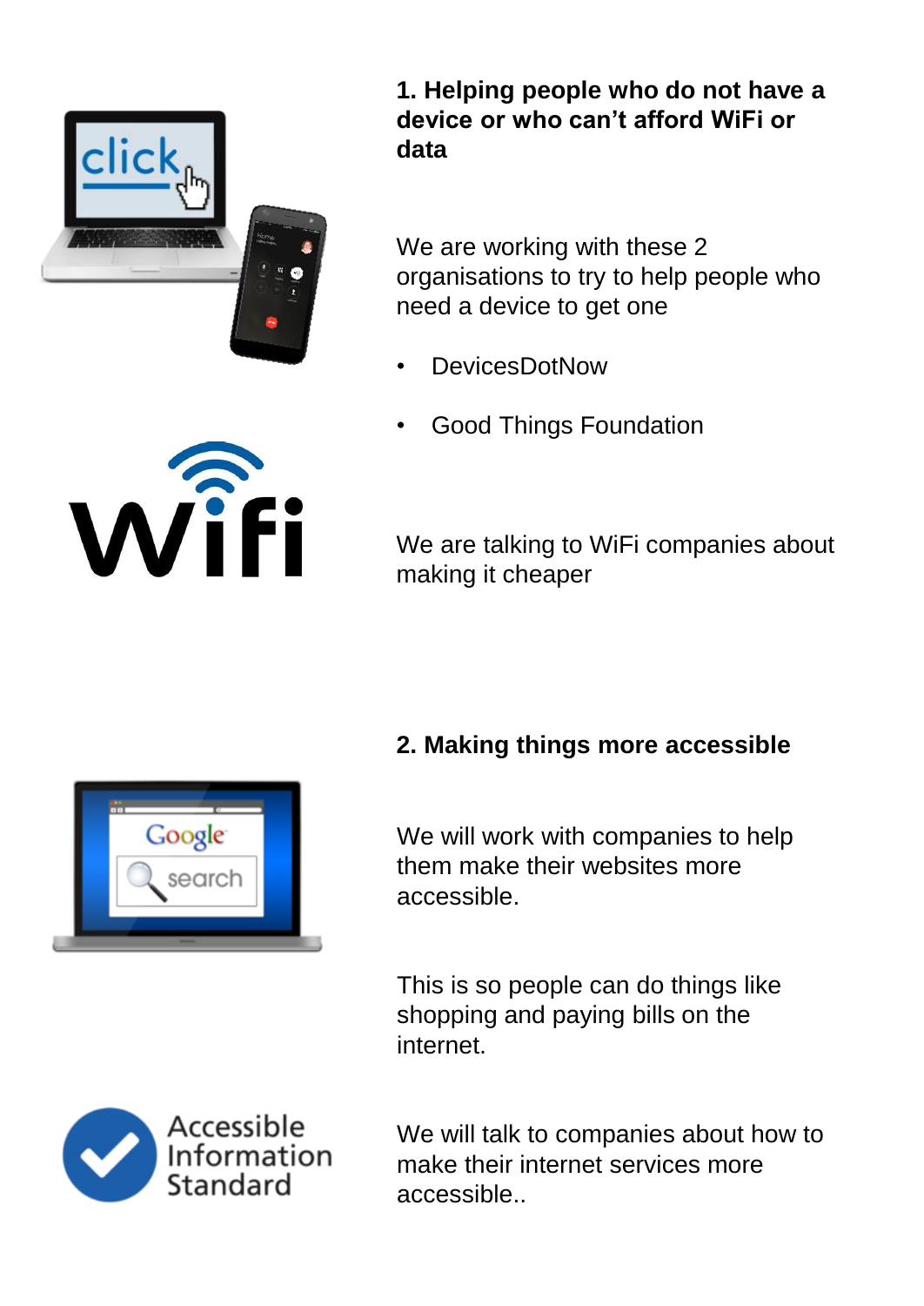**1. Helping people who do not have a device or who can't afford WiFi or data**

We are working with these 2 organisations to try to help people who need a device to get one

- DevicesDotNow
- Good Things Foundation

We are talking to WiFi companies about making it cheaper

**2. Making things more accessible**

We will work with companies to help them make their websites more accessible.

This is so people can do things like shopping and paying bills on the internet.

We will talk to companies about how to make their internet services more accessible..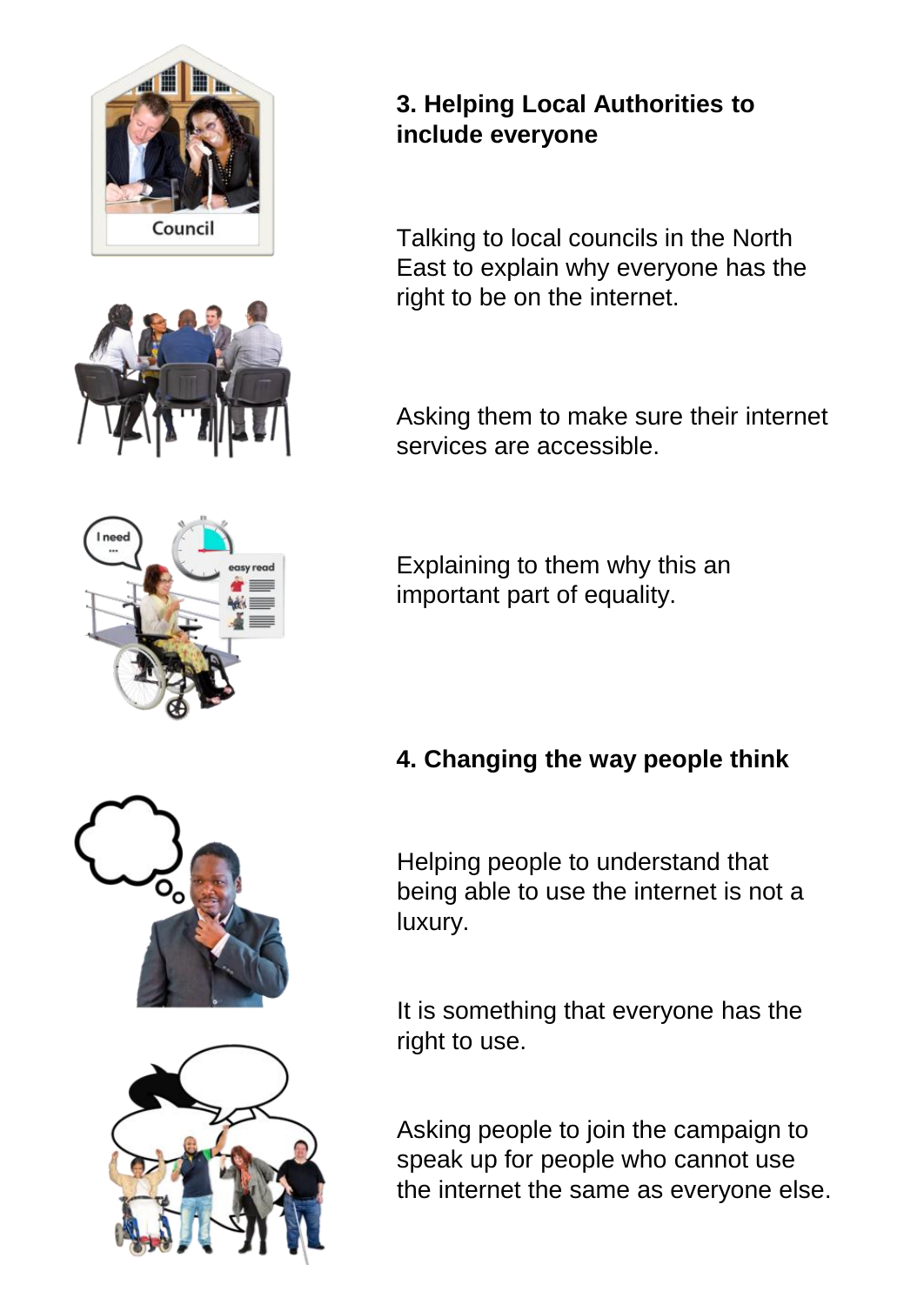**3. Helping Local Authorities to include everyone**

Talking to local councils in the North East to explain why everyone has the right to be on the internet.

Asking them to make sure their internet services are accessible.

Explaining to them why this an important part of equality.

**4. Changing the way people think**

Helping people to understand that being able to use the internet is not a luxury.

It is something that everyone has the right to use.

Asking people to join the campaign to speak up for people who cannot use the internet the same as everyone else.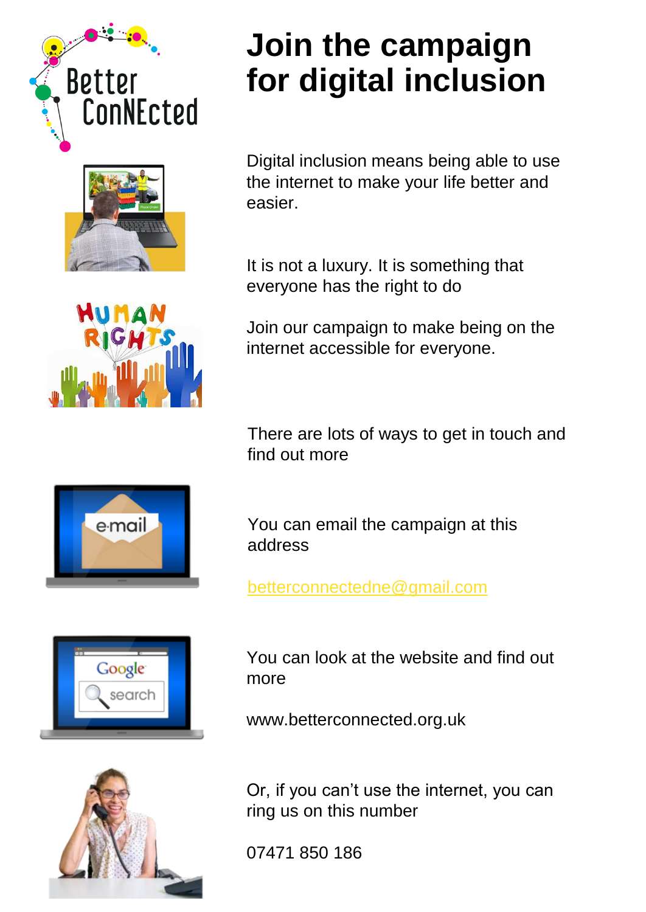Better ConNEcted

# Join the campaign for digital inclusion

Digital inclusion means being able to use the internet to make your life better and easier.

It is not a luxury. It is something that everyone has the right to do

Join our campaign to make being on the internet accessible for everyone.

There are lots of ways to get in touch and find out more

You can email the campaign at this address

betterconnectedne@gmail.com

You can look at the website and find out more

www.betterconnected.org.uk

Or, if you can't use the internet, you can ring us on this number

07471 850 186